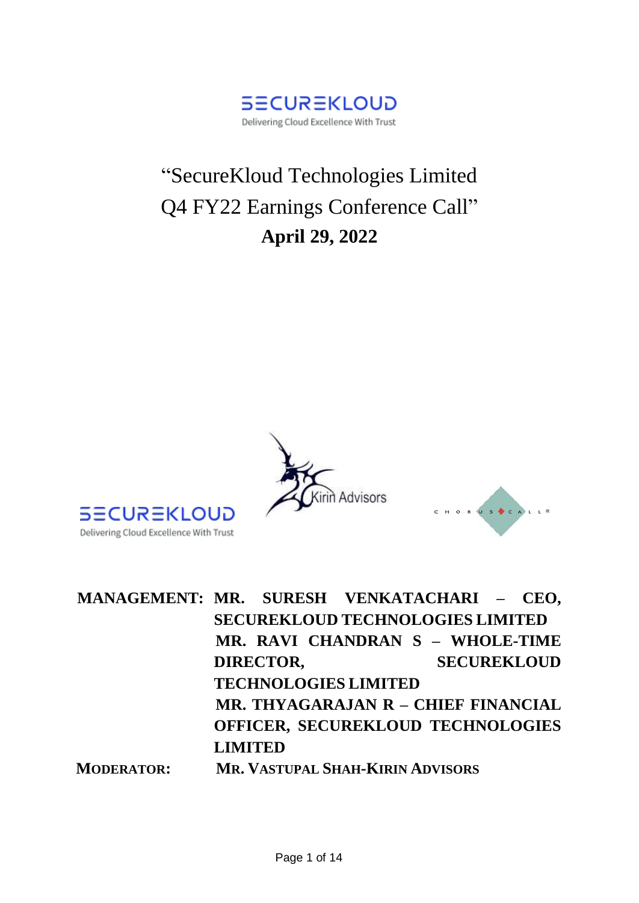# "SecureKloud Technologies Limited Q4 FY22 Earnings Conference Call"

## April 29, 2022

**MANAGEMENT:** **MR. SURESH VENKATACHARI – CEO, SECUREKLOUD TECHNOLOGIES LIMITED**

**MR. RAVI CHANDRAN S – WHOLE-TIME DIRECTOR, SECUREKLOUD TECHNOLOGIES LIMITED**

**MR. THYAGARAJAN R – CHIEF FINANCIAL OFFICER, SECUREKLOUD TECHNOLOGIES LIMITED**

**MODERATOR:** **MR. VASTUPAL SHAH-KIRIN ADVISORS**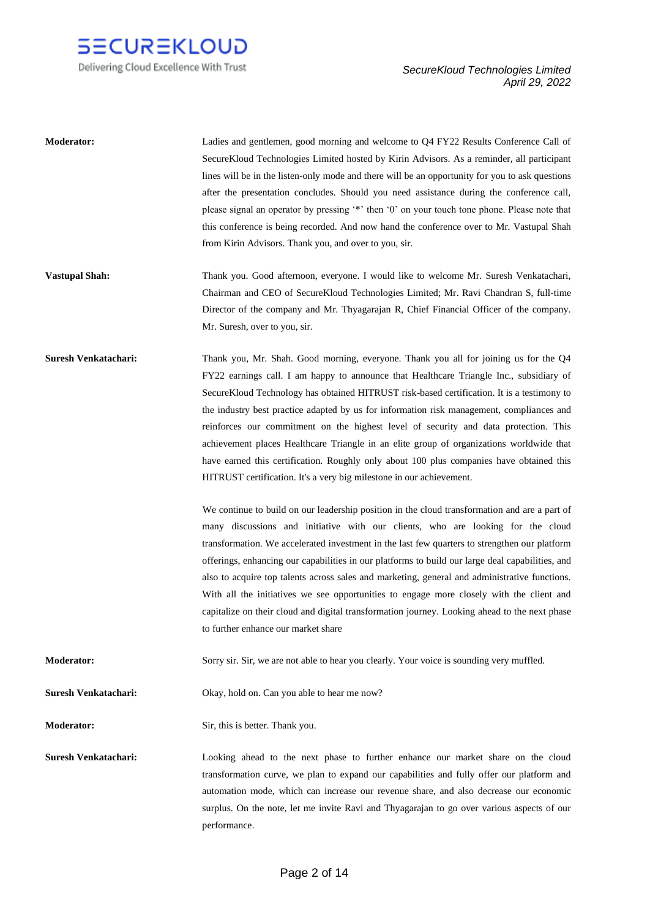**Moderator:** Ladies and gentlemen, good morning and welcome to Q4 FY22 Results Conference Call of SecureKloud Technologies Limited hosted by Kirin Advisors. As a reminder, all participant lines will be in the listen-only mode and there will be an opportunity for you to ask questions after the presentation concludes. Should you need assistance during the conference call, please signal an operator by pressing '*' then '0' on your touch tone phone. Please note that this conference is being recorded. And now hand the conference over to Mr. Vastupal Shah from Kirin Advisors. Thank you, and over to you, sir.

**Vastupal Shah:** Thank you. Good afternoon, everyone. I would like to welcome Mr. Suresh Venkatachari, Chairman and CEO of SecureKloud Technologies Limited; Mr. Ravi Chandran S, full-time Director of the company and Mr. Thyagarajan R, Chief Financial Officer of the company. Mr. Suresh, over to you, sir.

**Suresh Venkatachari:** Thank you, Mr. Shah. Good morning, everyone. Thank you all for joining us for the Q4 FY22 earnings call. I am happy to announce that Healthcare Triangle Inc., subsidiary of SecureKloud Technology has obtained HITRUST risk-based certification. It is a testimony to the industry best practice adapted by us for information risk management, compliances and reinforces our commitment on the highest level of security and data protection. This achievement places Healthcare Triangle in an elite group of organizations worldwide that have earned this certification. Roughly only about 100 plus companies have obtained this HITRUST certification. It's a very big milestone in our achievement.

We continue to build on our leadership position in the cloud transformation and are a part of many discussions and initiative with our clients, who are looking for the cloud transformation. We accelerated investment in the last few quarters to strengthen our platform offerings, enhancing our capabilities in our platforms to build our large deal capabilities, and also to acquire top talents across sales and marketing, general and administrative functions. With all the initiatives we see opportunities to engage more closely with the client and capitalize on their cloud and digital transformation journey. Looking ahead to the next phase to further enhance our market share

**Moderator:** Sorry sir. Sir, we are not able to hear you clearly. Your voice is sounding very muffled.

**Suresh Venkatachari:** Okay, hold on. Can you able to hear me now?

**Moderator:** Sir, this is better. Thank you.

**Suresh Venkatachari:** Looking ahead to the next phase to further enhance our market share on the cloud transformation curve, we plan to expand our capabilities and fully offer our platform and automation mode, which can increase our revenue share, and also decrease our economic surplus. On the note, let me invite Ravi and Thyagarajan to go over various aspects of our performance.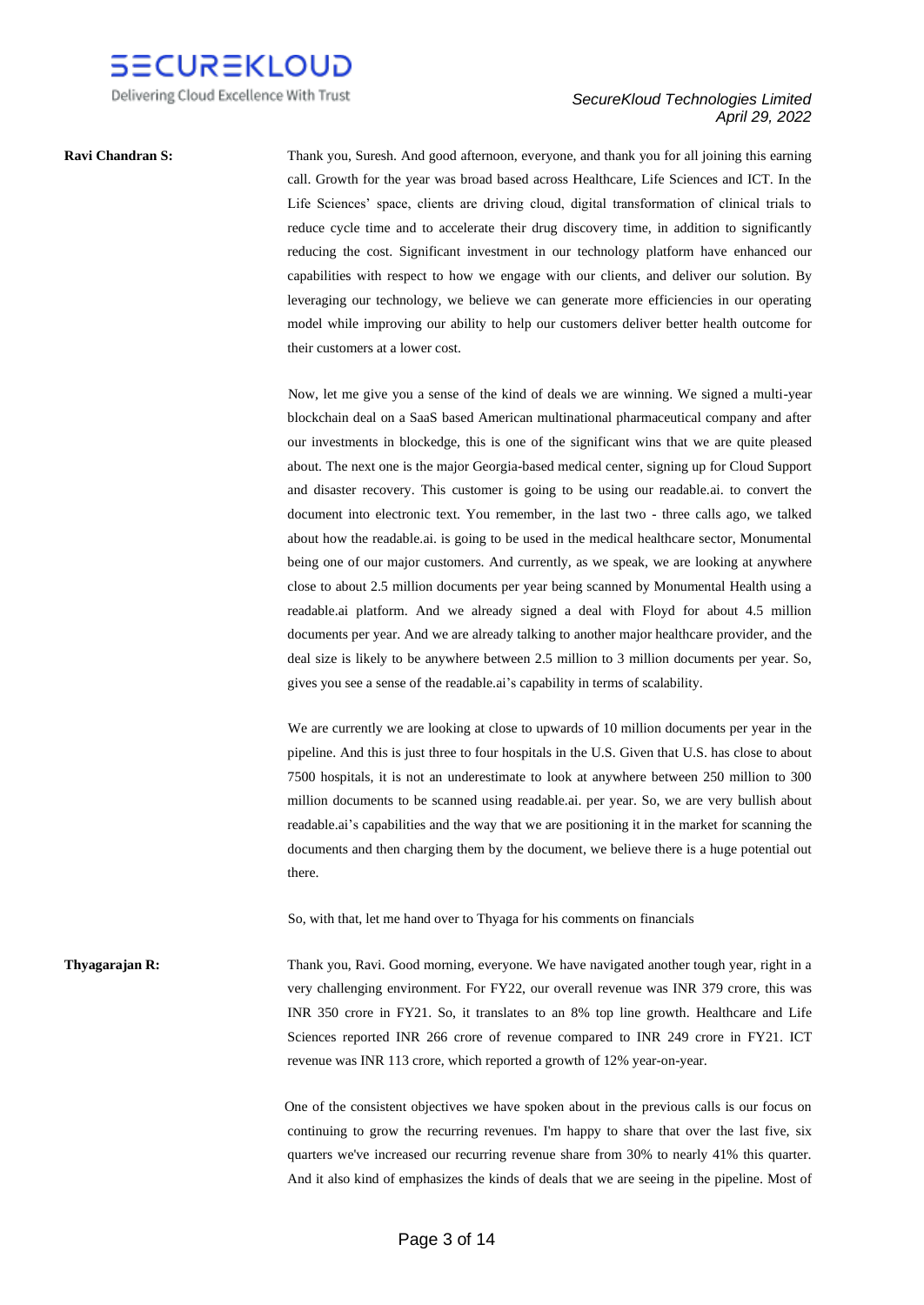**Ravi Chandran S:** Thank you, Suresh. And good afternoon, everyone, and thank you for all joining this earning call. Growth for the year was broad based across Healthcare, Life Sciences and ICT. In the Life Sciences' space, clients are driving cloud, digital transformation of clinical trials to reduce cycle time and to accelerate their drug discovery time, in addition to significantly reducing the cost. Significant investment in our technology platform have enhanced our capabilities with respect to how we engage with our clients, and deliver our solution. By leveraging our technology, we believe we can generate more efficiencies in our operating model while improving our ability to help our customers deliver better health outcome for their customers at a lower cost.

Now, let me give you a sense of the kind of deals we are winning. We signed a multi-year blockchain deal on a SaaS based American multinational pharmaceutical company and after our investments in blockedge, this is one of the significant wins that we are quite pleased about. The next one is the major Georgia-based medical center, signing up for Cloud Support and disaster recovery. This customer is going to be using our readable.ai. to convert the document into electronic text. You remember, in the last two - three calls ago, we talked about how the readable.ai. is going to be used in the medical healthcare sector, Monumental being one of our major customers. And currently, as we speak, we are looking at anywhere close to about 2.5 million documents per year being scanned by Monumental Health using a readable.ai platform. And we already signed a deal with Floyd for about 4.5 million documents per year. And we are already talking to another major healthcare provider, and the deal size is likely to be anywhere between 2.5 million to 3 million documents per year. So, gives you see a sense of the readable.ai's capability in terms of scalability.

We are currently we are looking at close to upwards of 10 million documents per year in the pipeline. And this is just three to four hospitals in the U.S. Given that U.S. has close to about 7500 hospitals, it is not an underestimate to look at anywhere between 250 million to 300 million documents to be scanned using readable.ai. per year. So, we are very bullish about readable.ai's capabilities and the way that we are positioning it in the market for scanning the documents and then charging them by the document, we believe there is a huge potential out there.

So, with that, let me hand over to Thyaga for his comments on financials

**Thyagarajan R:** Thank you, Ravi. Good morning, everyone. We have navigated another tough year, right in a very challenging environment. For FY22, our overall revenue was INR 379 crore, this was INR 350 crore in FY21. So, it translates to an 8% top line growth. Healthcare and Life Sciences reported INR 266 crore of revenue compared to INR 249 crore in FY21. ICT revenue was INR 113 crore, which reported a growth of 12% year-on-year.

One of the consistent objectives we have spoken about in the previous calls is our focus on continuing to grow the recurring revenues. I'm happy to share that over the last five, six quarters we've increased our recurring revenue share from 30% to nearly 41% this quarter. And it also kind of emphasizes the kinds of deals that we are seeing in the pipeline. Most of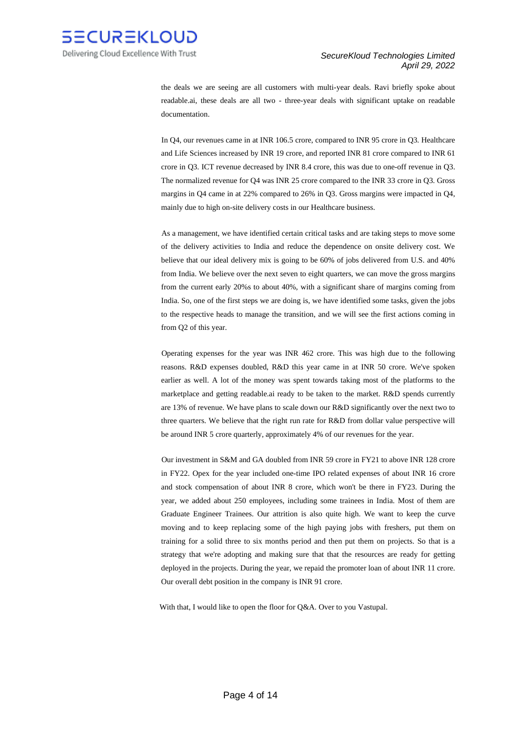the deals we are seeing are all customers with multi-year deals. Ravi briefly spoke about readable.ai, these deals are all two - three-year deals with significant uptake on readable documentation.

In Q4, our revenues came in at INR 106.5 crore, compared to INR 95 crore in Q3. Healthcare and Life Sciences increased by INR 19 crore, and reported INR 81 crore compared to INR 61 crore in Q3. ICT revenue decreased by INR 8.4 crore, this was due to one-off revenue in Q3. The normalized revenue for Q4 was INR 25 crore compared to the INR 33 crore in Q3. Gross margins in Q4 came in at 22% compared to 26% in Q3. Gross margins were impacted in Q4, mainly due to high on-site delivery costs in our Healthcare business.

As a management, we have identified certain critical tasks and are taking steps to move some of the delivery activities to India and reduce the dependence on onsite delivery cost. We believe that our ideal delivery mix is going to be 60% of jobs delivered from U.S. and 40% from India. We believe over the next seven to eight quarters, we can move the gross margins from the current early 20%s to about 40%, with a significant share of margins coming from India. So, one of the first steps we are doing is, we have identified some tasks, given the jobs to the respective heads to manage the transition, and we will see the first actions coming in from Q2 of this year.

Operating expenses for the year was INR 462 crore. This was high due to the following reasons. R&D expenses doubled, R&D this year came in at INR 50 crore. We've spoken earlier as well. A lot of the money was spent towards taking most of the platforms to the marketplace and getting readable.ai ready to be taken to the market. R&D spends currently are 13% of revenue. We have plans to scale down our R&D significantly over the next two to three quarters. We believe that the right run rate for R&D from dollar value perspective will be around INR 5 crore quarterly, approximately 4% of our revenues for the year.

Our investment in S&M and GA doubled from INR 59 crore in FY21 to above INR 128 crore in FY22. Opex for the year included one-time IPO related expenses of about INR 16 crore and stock compensation of about INR 8 crore, which won't be there in FY23. During the year, we added about 250 employees, including some trainees in India. Most of them are Graduate Engineer Trainees. Our attrition is also quite high. We want to keep the curve moving and to keep replacing some of the high paying jobs with freshers, put them on training for a solid three to six months period and then put them on projects. So that is a strategy that we're adopting and making sure that that the resources are ready for getting deployed in the projects. During the year, we repaid the promoter loan of about INR 11 crore. Our overall debt position in the company is INR 91 crore.

With that, I would like to open the floor for Q&A. Over to you Vastupal.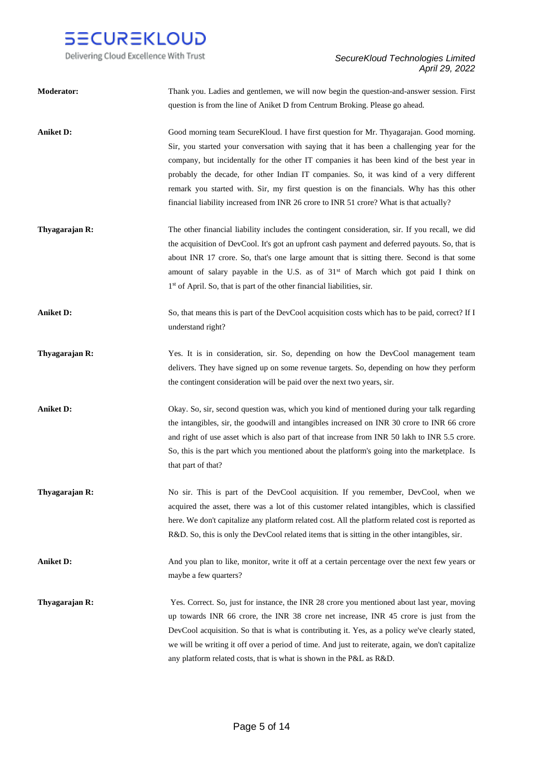**Moderator:** Thank you. Ladies and gentlemen, we will now begin the question-and-answer session. First question is from the line of Aniket D from Centrum Broking. Please go ahead.

**Aniket D:** Good morning team SecureKloud. I have first question for Mr. Thyagarajan. Good morning. Sir, you started your conversation with saying that it has been a challenging year for the company, but incidentally for the other IT companies it has been kind of the best year in probably the decade, for other Indian IT companies. So, it was kind of a very different remark you started with. Sir, my first question is on the financials. Why has this other financial liability increased from INR 26 crore to INR 51 crore? What is that actually?

**Thyagarajan R:** The other financial liability includes the contingent consideration, sir. If you recall, we did the acquisition of DevCool. It's got an upfront cash payment and deferred payouts. So, that is about INR 17 crore. So, that's one large amount that is sitting there. Second is that some amount of salary payable in the U.S. as of 31st of March which got paid I think on 1st of April. So, that is part of the other financial liabilities, sir.

**Aniket D:** So, that means this is part of the DevCool acquisition costs which has to be paid, correct? If I understand right?

**Thyagarajan R:** Yes. It is in consideration, sir. So, depending on how the DevCool management team delivers. They have signed up on some revenue targets. So, depending on how they perform the contingent consideration will be paid over the next two years, sir.

**Aniket D:** Okay. So, sir, second question was, which you kind of mentioned during your talk regarding the intangibles, sir, the goodwill and intangibles increased on INR 30 crore to INR 66 crore and right of use asset which is also part of that increase from INR 50 lakh to INR 5.5 crore. So, this is the part which you mentioned about the platform's going into the marketplace. Is that part of that?

**Thyagarajan R:** No sir. This is part of the DevCool acquisition. If you remember, DevCool, when we acquired the asset, there was a lot of this customer related intangibles, which is classified here. We don't capitalize any platform related cost. All the platform related cost is reported as R&D. So, this is only the DevCool related items that is sitting in the other intangibles, sir.

**Aniket D:** And you plan to like, monitor, write it off at a certain percentage over the next few years or maybe a few quarters?

**Thyagarajan R:** Yes. Correct. So, just for instance, the INR 28 crore you mentioned about last year, moving up towards INR 66 crore, the INR 38 crore net increase, INR 45 crore is just from the DevCool acquisition. So that is what is contributing it. Yes, as a policy we've clearly stated, we will be writing it off over a period of time. And just to reiterate, again, we don't capitalize any platform related costs, that is what is shown in the P&L as R&D.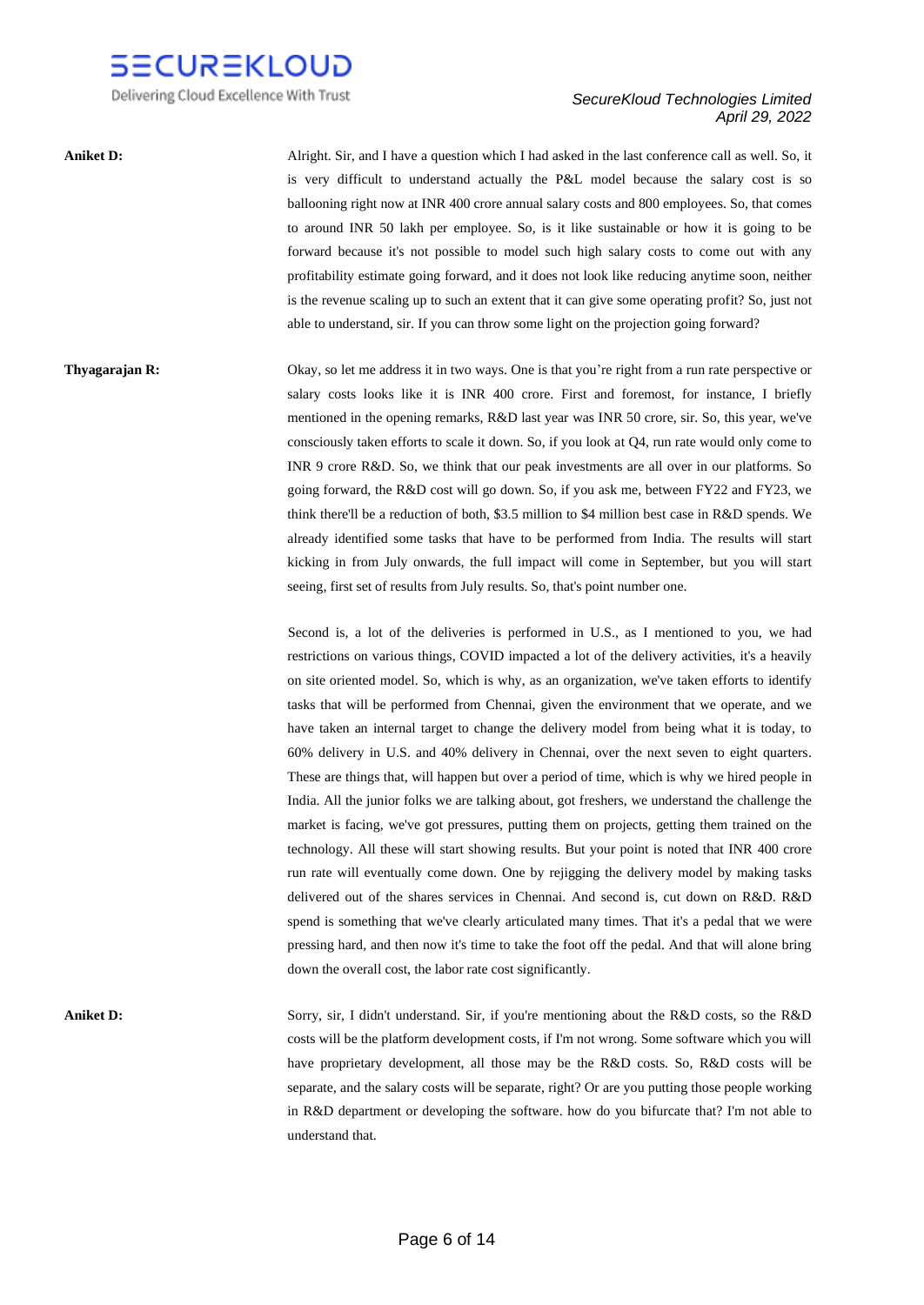**Aniket D:** Alright. Sir, and I have a question which I had asked in the last conference call as well. So, it is very difficult to understand actually the P&L model because the salary cost is so ballooning right now at INR 400 crore annual salary costs and 800 employees. So, that comes to around INR 50 lakh per employee. So, is it like sustainable or how it is going to be forward because it's not possible to model such high salary costs to come out with any profitability estimate going forward, and it does not look like reducing anytime soon, neither is the revenue scaling up to such an extent that it can give some operating profit? So, just not able to understand, sir. If you can throw some light on the projection going forward?

**Thyagarajan R:** Okay, so let me address it in two ways. One is that you're right from a run rate perspective or salary costs looks like it is INR 400 crore. First and foremost, for instance, I briefly mentioned in the opening remarks, R&D last year was INR 50 crore, sir. So, this year, we've consciously taken efforts to scale it down. So, if you look at Q4, run rate would only come to INR 9 crore R&D. So, we think that our peak investments are all over in our platforms. So going forward, the R&D cost will go down. So, if you ask me, between FY22 and FY23, we think there'll be a reduction of both, $3.5 million to $4 million best case in R&D spends. We already identified some tasks that have to be performed from India. The results will start kicking in from July onwards, the full impact will come in September, but you will start seeing, first set of results from July results. So, that's point number one.

Second is, a lot of the deliveries is performed in U.S., as I mentioned to you, we had restrictions on various things, COVID impacted a lot of the delivery activities, it's a heavily on site oriented model. So, which is why, as an organization, we've taken efforts to identify tasks that will be performed from Chennai, given the environment that we operate, and we have taken an internal target to change the delivery model from being what it is today, to 60% delivery in U.S. and 40% delivery in Chennai, over the next seven to eight quarters. These are things that, will happen but over a period of time, which is why we hired people in India. All the junior folks we are talking about, got freshers, we understand the challenge the market is facing, we've got pressures, putting them on projects, getting them trained on the technology. All these will start showing results. But your point is noted that INR 400 crore run rate will eventually come down. One by rejigging the delivery model by making tasks delivered out of the shares services in Chennai. And second is, cut down on R&D. R&D spend is something that we've clearly articulated many times. That it's a pedal that we were pressing hard, and then now it's time to take the foot off the pedal. And that will alone bring down the overall cost, the labor rate cost significantly.

**Aniket D:** Sorry, sir, I didn't understand. Sir, if you're mentioning about the R&D costs, so the R&D costs will be the platform development costs, if I'm not wrong. Some software which you will have proprietary development, all those may be the R&D costs. So, R&D costs will be separate, and the salary costs will be separate, right? Or are you putting those people working in R&D department or developing the software. how do you bifurcate that? I'm not able to understand that.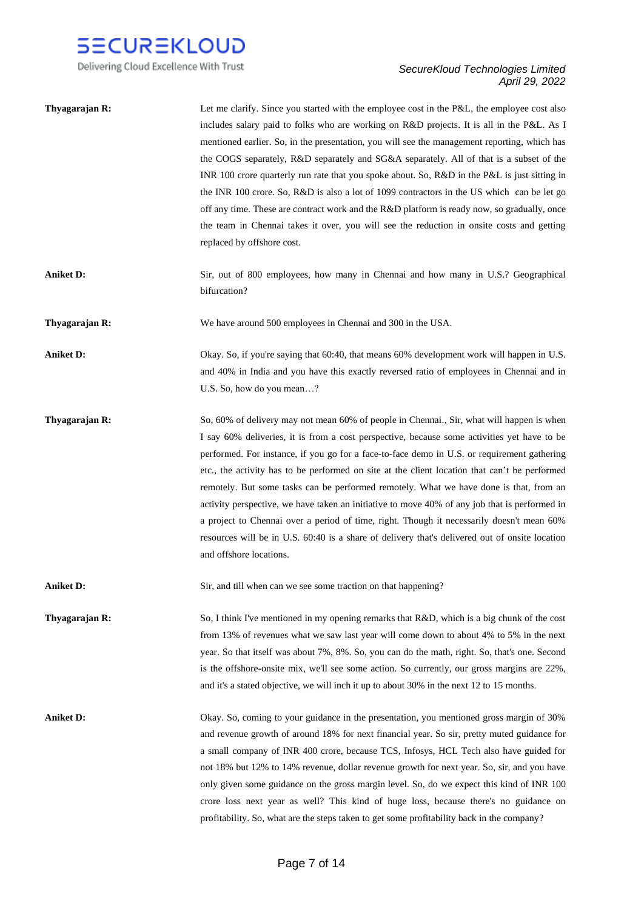**Thyagarajan R:** Let me clarify. Since you started with the employee cost in the P&L, the employee cost also includes salary paid to folks who are working on R&D projects. It is all in the P&L. As I mentioned earlier. So, in the presentation, you will see the management reporting, which has the COGS separately, R&D separately and SG&A separately. All of that is a subset of the INR 100 crore quarterly run rate that you spoke about. So, R&D in the P&L is just sitting in the INR 100 crore. So, R&D is also a lot of 1099 contractors in the US which can be let go off any time. These are contract work and the R&D platform is ready now, so gradually, once the team in Chennai takes it over, you will see the reduction in onsite costs and getting replaced by offshore cost.

**Aniket D:** Sir, out of 800 employees, how many in Chennai and how many in U.S.? Geographical bifurcation?

**Thyagarajan R:** We have around 500 employees in Chennai and 300 in the USA.

**Aniket D:** Okay. So, if you're saying that 60:40, that means 60% development work will happen in U.S. and 40% in India and you have this exactly reversed ratio of employees in Chennai and in U.S. So, how do you mean…?

**Thyagarajan R:** So, 60% of delivery may not mean 60% of people in Chennai., Sir, what will happen is when I say 60% deliveries, it is from a cost perspective, because some activities yet have to be performed. For instance, if you go for a face-to-face demo in U.S. or requirement gathering etc., the activity has to be performed on site at the client location that can't be performed remotely. But some tasks can be performed remotely. What we have done is that, from an activity perspective, we have taken an initiative to move 40% of any job that is performed in a project to Chennai over a period of time, right. Though it necessarily doesn't mean 60% resources will be in U.S. 60:40 is a share of delivery that's delivered out of onsite location and offshore locations.

**Aniket D:** Sir, and till when can we see some traction on that happening?

**Thyagarajan R:** So, I think I've mentioned in my opening remarks that R&D, which is a big chunk of the cost from 13% of revenues what we saw last year will come down to about 4% to 5% in the next year. So that itself was about 7%, 8%. So, you can do the math, right. So, that's one. Second is the offshore-onsite mix, we'll see some action. So currently, our gross margins are 22%, and it's a stated objective, we will inch it up to about 30% in the next 12 to 15 months.

**Aniket D:** Okay. So, coming to your guidance in the presentation, you mentioned gross margin of 30% and revenue growth of around 18% for next financial year. So sir, pretty muted guidance for a small company of INR 400 crore, because TCS, Infosys, HCL Tech also have guided for not 18% but 12% to 14% revenue, dollar revenue growth for next year. So, sir, and you have only given some guidance on the gross margin level. So, do we expect this kind of INR 100 crore loss next year as well? This kind of huge loss, because there's no guidance on profitability. So, what are the steps taken to get some profitability back in the company?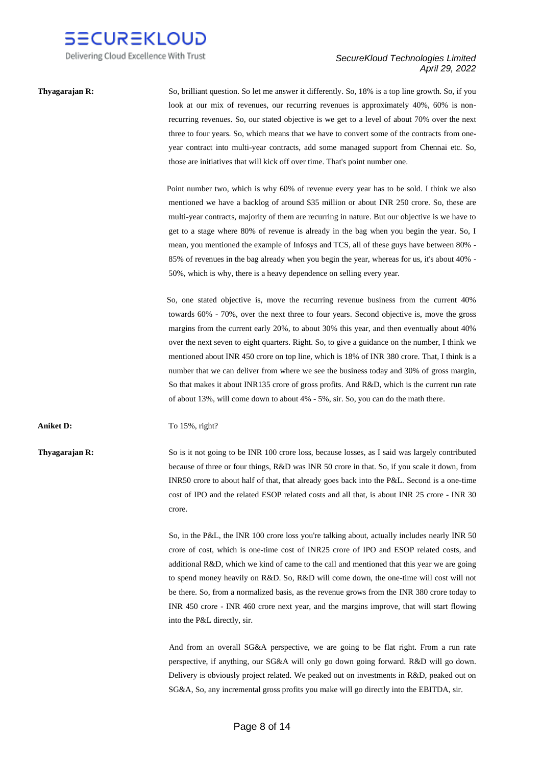**Thyagarajan R:** So, brilliant question. So let me answer it differently. So, 18% is a top line growth. So, if you look at our mix of revenues, our recurring revenues is approximately 40%, 60% is non-recurring revenues. So, our stated objective is we get to a level of about 70% over the next three to four years. So, which means that we have to convert some of the contracts from one-year contract into multi-year contracts, add some managed support from Chennai etc. So, those are initiatives that will kick off over time. That's point number one.

Point number two, which is why 60% of revenue every year has to be sold. I think we also mentioned we have a backlog of around $35 million or about INR 250 crore. So, these are multi-year contracts, majority of them are recurring in nature. But our objective is we have to get to a stage where 80% of revenue is already in the bag when you begin the year. So, I mean, you mentioned the example of Infosys and TCS, all of these guys have between 80% - 85% of revenues in the bag already when you begin the year, whereas for us, it's about 40% - 50%, which is why, there is a heavy dependence on selling every year.

So, one stated objective is, move the recurring revenue business from the current 40% towards 60% - 70%, over the next three to four years. Second objective is, move the gross margins from the current early 20%, to about 30% this year, and then eventually about 40% over the next seven to eight quarters. Right. So, to give a guidance on the number, I think we mentioned about INR 450 crore on top line, which is 18% of INR 380 crore. That, I think is a number that we can deliver from where we see the business today and 30% of gross margin, So that makes it about INR135 crore of gross profits. And R&D, which is the current run rate of about 13%, will come down to about 4% - 5%, sir. So, you can do the math there.

**Aniket D:** To 15%, right?

**Thyagarajan R:** So is it not going to be INR 100 crore loss, because losses, as I said was largely contributed because of three or four things, R&D was INR 50 crore in that. So, if you scale it down, from INR50 crore to about half of that, that already goes back into the P&L. Second is a one-time cost of IPO and the related ESOP related costs and all that, is about INR 25 crore - INR 30 crore.

So, in the P&L, the INR 100 crore loss you're talking about, actually includes nearly INR 50 crore of cost, which is one-time cost of INR25 crore of IPO and ESOP related costs, and additional R&D, which we kind of came to the call and mentioned that this year we are going to spend money heavily on R&D. So, R&D will come down, the one-time will cost will not be there. So, from a normalized basis, as the revenue grows from the INR 380 crore today to INR 450 crore - INR 460 crore next year, and the margins improve, that will start flowing into the P&L directly, sir.

And from an overall SG&A perspective, we are going to be flat right. From a run rate perspective, if anything, our SG&A will only go down going forward. R&D will go down. Delivery is obviously project related. We peaked out on investments in R&D, peaked out on SG&A, So, any incremental gross profits you make will go directly into the EBITDA, sir.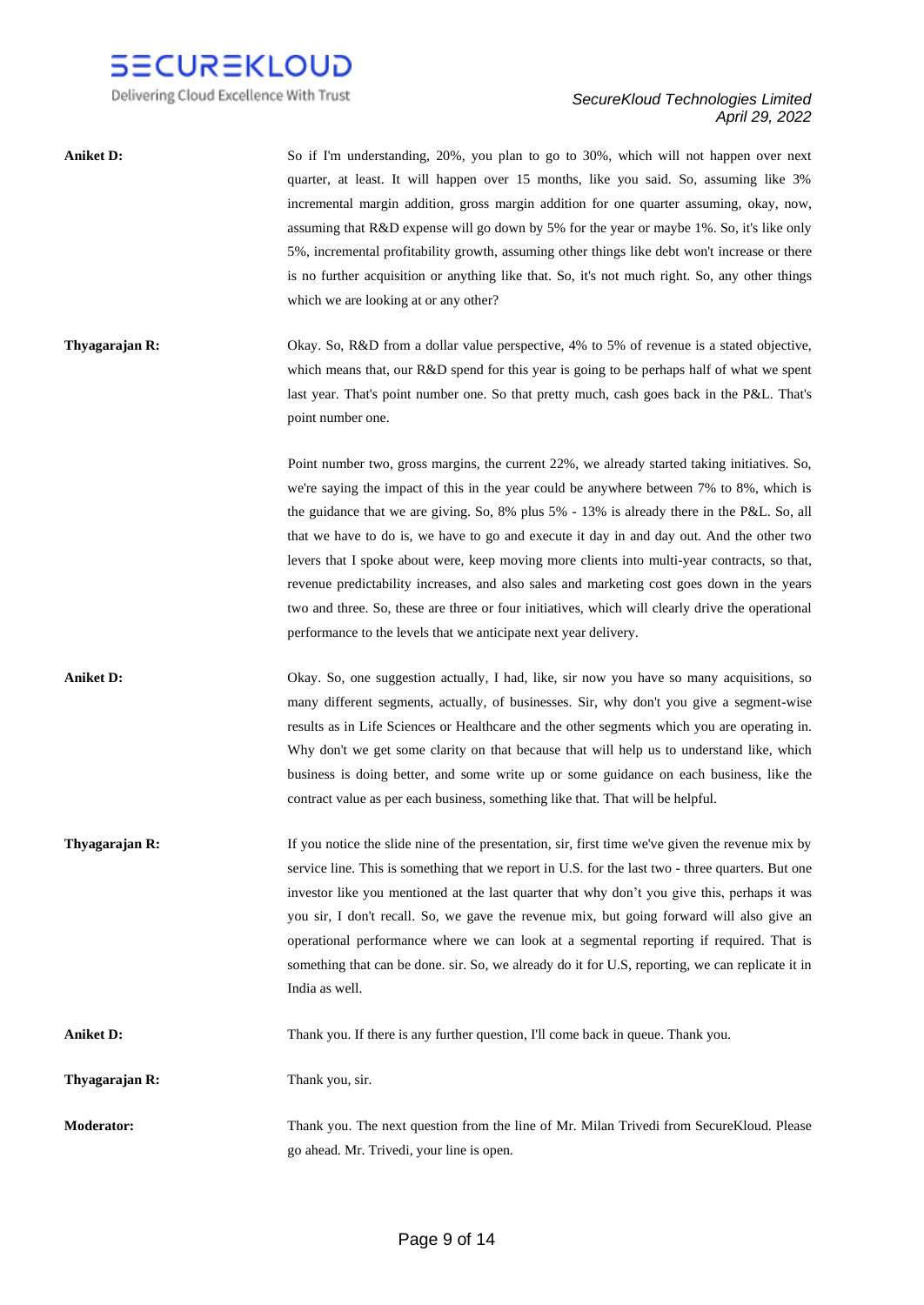**Aniket D:** So if I'm understanding, 20%, you plan to go to 30%, which will not happen over next quarter, at least. It will happen over 15 months, like you said. So, assuming like 3% incremental margin addition, gross margin addition for one quarter assuming, okay, now, assuming that R&D expense will go down by 5% for the year or maybe 1%. So, it's like only 5%, incremental profitability growth, assuming other things like debt won't increase or there is no further acquisition or anything like that. So, it's not much right. So, any other things which we are looking at or any other?

**Thyagarajan R:** Okay. So, R&D from a dollar value perspective, 4% to 5% of revenue is a stated objective, which means that, our R&D spend for this year is going to be perhaps half of what we spent last year. That's point number one. So that pretty much, cash goes back in the P&L. That's point number one.

Point number two, gross margins, the current 22%, we already started taking initiatives. So, we're saying the impact of this in the year could be anywhere between 7% to 8%, which is the guidance that we are giving. So, 8% plus 5% - 13% is already there in the P&L. So, all that we have to do is, we have to go and execute it day in and day out. And the other two levers that I spoke about were, keep moving more clients into multi-year contracts, so that, revenue predictability increases, and also sales and marketing cost goes down in the years two and three. So, these are three or four initiatives, which will clearly drive the operational performance to the levels that we anticipate next year delivery.

**Aniket D:** Okay. So, one suggestion actually, I had, like, sir now you have so many acquisitions, so many different segments, actually, of businesses. Sir, why don't you give a segment-wise results as in Life Sciences or Healthcare and the other segments which you are operating in. Why don't we get some clarity on that because that will help us to understand like, which business is doing better, and some write up or some guidance on each business, like the contract value as per each business, something like that. That will be helpful.

**Thyagarajan R:** If you notice the slide nine of the presentation, sir, first time we've given the revenue mix by service line. This is something that we report in U.S. for the last two - three quarters. But one investor like you mentioned at the last quarter that why don't you give this, perhaps it was you sir, I don't recall. So, we gave the revenue mix, but going forward will also give an operational performance where we can look at a segmental reporting if required. That is something that can be done. sir. So, we already do it for U.S, reporting, we can replicate it in India as well.

**Aniket D:** Thank you. If there is any further question, I'll come back in queue. Thank you.

**Thyagarajan R:** Thank you, sir.

**Moderator:** Thank you. The next question from the line of Mr. Milan Trivedi from SecureKloud. Please go ahead. Mr. Trivedi, your line is open.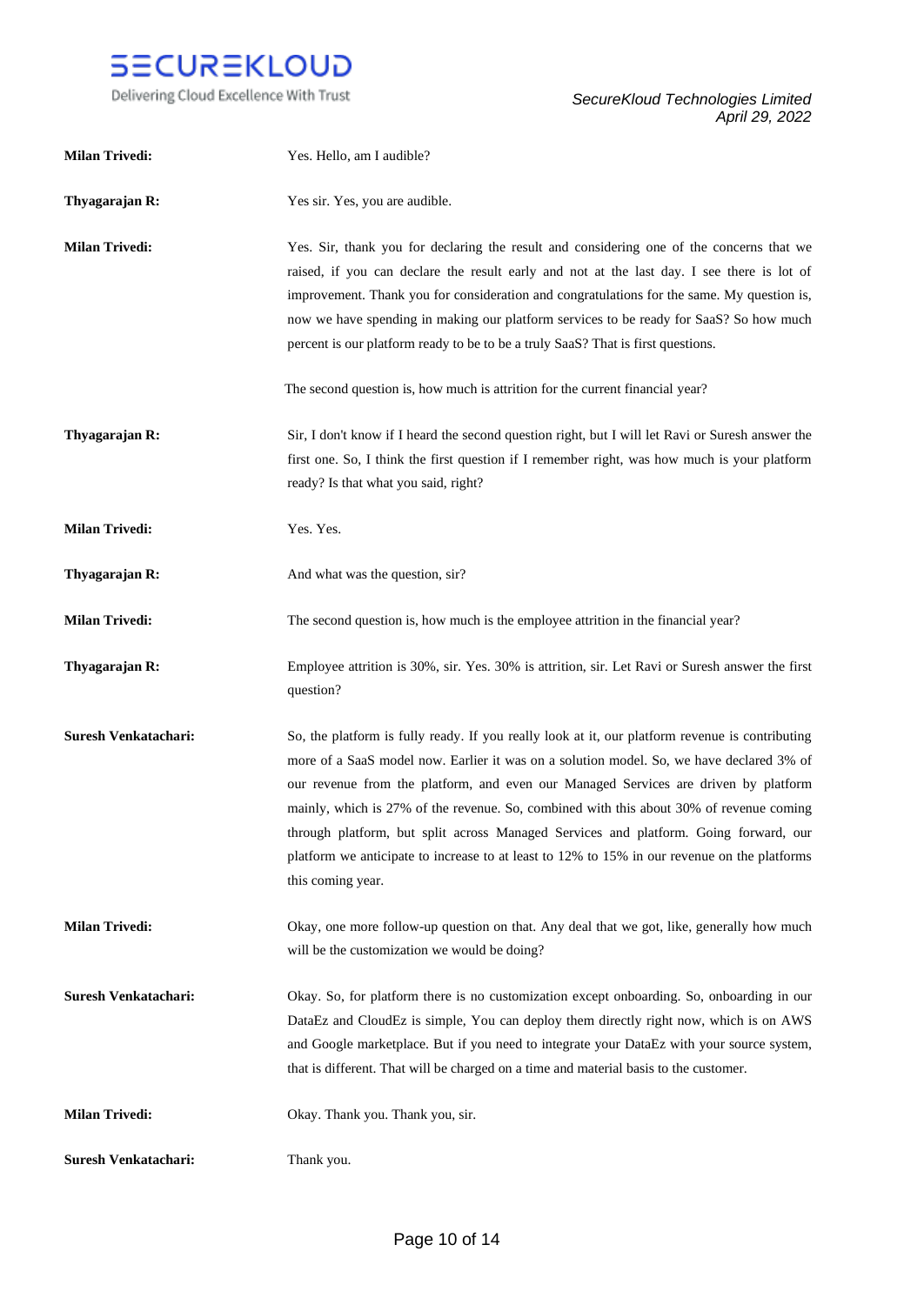**Milan Trivedi:** Yes. Hello, am I audible?

**Thyagarajan R:** Yes sir. Yes, you are audible.

**Milan Trivedi:** Yes. Sir, thank you for declaring the result and considering one of the concerns that we raised, if you can declare the result early and not at the last day. I see there is lot of improvement. Thank you for consideration and congratulations for the same. My question is, now we have spending in making our platform services to be ready for SaaS? So how much percent is our platform ready to be to be a truly SaaS? That is first questions.

The second question is, how much is attrition for the current financial year?

**Thyagarajan R:** Sir, I don't know if I heard the second question right, but I will let Ravi or Suresh answer the first one. So, I think the first question if I remember right, was how much is your platform ready? Is that what you said, right?

**Milan Trivedi:** Yes. Yes.

**Thyagarajan R:** And what was the question, sir?

**Milan Trivedi:** The second question is, how much is the employee attrition in the financial year?

**Thyagarajan R:** Employee attrition is 30%, sir. Yes. 30% is attrition, sir. Let Ravi or Suresh answer the first question?

**Suresh Venkatachari:** So, the platform is fully ready. If you really look at it, our platform revenue is contributing more of a SaaS model now. Earlier it was on a solution model. So, we have declared 3% of our revenue from the platform, and even our Managed Services are driven by platform mainly, which is 27% of the revenue. So, combined with this about 30% of revenue coming through platform, but split across Managed Services and platform. Going forward, our platform we anticipate to increase to at least to 12% to 15% in our revenue on the platforms this coming year.

**Milan Trivedi:** Okay, one more follow-up question on that. Any deal that we got, like, generally how much will be the customization we would be doing?

**Suresh Venkatachari:** Okay. So, for platform there is no customization except onboarding. So, onboarding in our DataEz and CloudEz is simple, You can deploy them directly right now, which is on AWS and Google marketplace. But if you need to integrate your DataEz with your source system, that is different. That will be charged on a time and material basis to the customer.

**Milan Trivedi:** Okay. Thank you. Thank you, sir.

**Suresh Venkatachari:** Thank you.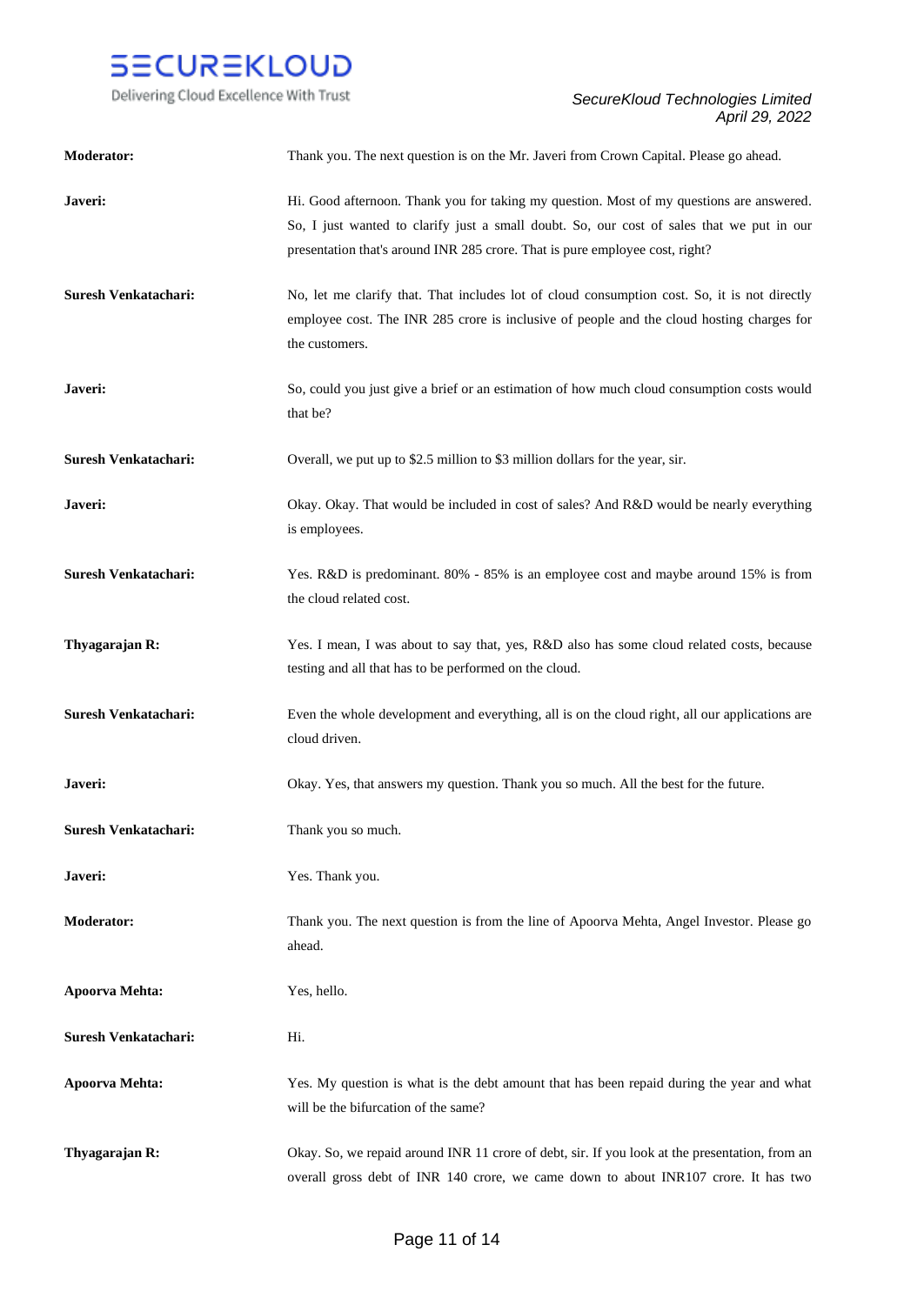**Moderator:** Thank you. The next question is on the Mr. Javeri from Crown Capital. Please go ahead.

**Javeri:** Hi. Good afternoon. Thank you for taking my question. Most of my questions are answered. So, I just wanted to clarify just a small doubt. So, our cost of sales that we put in our presentation that's around INR 285 crore. That is pure employee cost, right?

**Suresh Venkatachari:** No, let me clarify that. That includes lot of cloud consumption cost. So, it is not directly employee cost. The INR 285 crore is inclusive of people and the cloud hosting charges for the customers.

**Javeri:** So, could you just give a brief or an estimation of how much cloud consumption costs would that be?

**Suresh Venkatachari:** Overall, we put up to $2.5 million to $3 million dollars for the year, sir.

**Javeri:** Okay. Okay. That would be included in cost of sales? And R&D would be nearly everything is employees.

**Suresh Venkatachari:** Yes. R&D is predominant. 80% - 85% is an employee cost and maybe around 15% is from the cloud related cost.

**Thyagarajan R:** Yes. I mean, I was about to say that, yes, R&D also has some cloud related costs, because testing and all that has to be performed on the cloud.

**Suresh Venkatachari:** Even the whole development and everything, all is on the cloud right, all our applications are cloud driven.

**Javeri:** Okay. Yes, that answers my question. Thank you so much. All the best for the future.

**Suresh Venkatachari:** Thank you so much.

**Javeri:** Yes. Thank you.

**Moderator:** Thank you. The next question is from the line of Apoorva Mehta, Angel Investor. Please go ahead.

**Apoorva Mehta:** Yes, hello.

**Suresh Venkatachari:** Hi.

**Apoorva Mehta:** Yes. My question is what is the debt amount that has been repaid during the year and what will be the bifurcation of the same?

**Thyagarajan R:** Okay. So, we repaid around INR 11 crore of debt, sir. If you look at the presentation, from an overall gross debt of INR 140 crore, we came down to about INR107 crore. It has two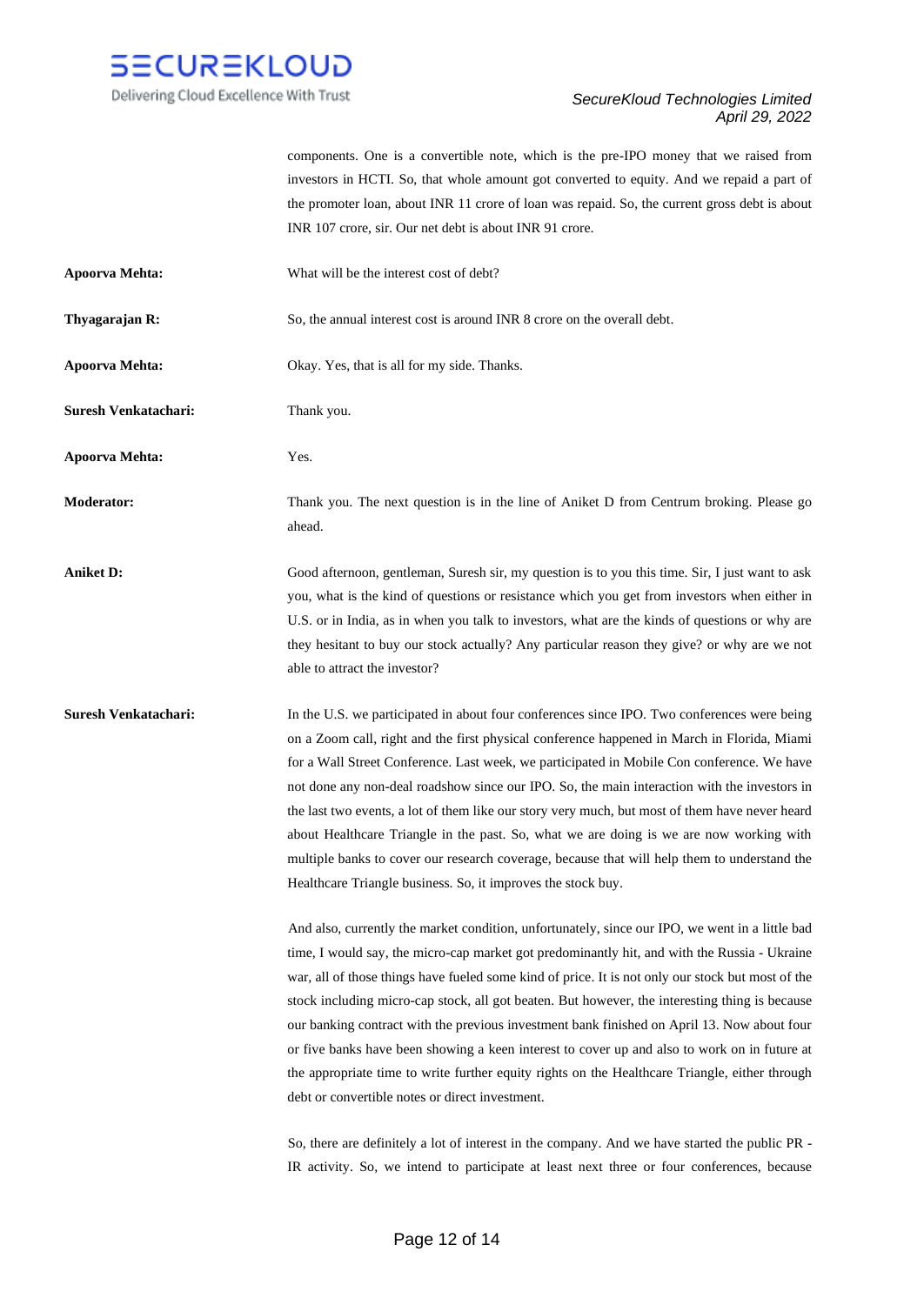components. One is a convertible note, which is the pre-IPO money that we raised from investors in HCTI. So, that whole amount got converted to equity. And we repaid a part of the promoter loan, about INR 11 crore of loan was repaid. So, the current gross debt is about INR 107 crore, sir. Our net debt is about INR 91 crore.

**Apoorva Mehta:** What will be the interest cost of debt?

**Thyagarajan R:** So, the annual interest cost is around INR 8 crore on the overall debt.

**Apoorva Mehta:** Okay. Yes, that is all for my side. Thanks.

**Suresh Venkatachari:** Thank you.

**Apoorva Mehta:** Yes.

**Moderator:** Thank you. The next question is in the line of Aniket D from Centrum broking. Please go ahead.

**Aniket D:** Good afternoon, gentleman, Suresh sir, my question is to you this time. Sir, I just want to ask you, what is the kind of questions or resistance which you get from investors when either in U.S. or in India, as in when you talk to investors, what are the kinds of questions or why are they hesitant to buy our stock actually? Any particular reason they give? or why are we not able to attract the investor?

**Suresh Venkatachari:** In the U.S. we participated in about four conferences since IPO. Two conferences were being on a Zoom call, right and the first physical conference happened in March in Florida, Miami for a Wall Street Conference. Last week, we participated in Mobile Con conference. We have not done any non-deal roadshow since our IPO. So, the main interaction with the investors in the last two events, a lot of them like our story very much, but most of them have never heard about Healthcare Triangle in the past. So, what we are doing is we are now working with multiple banks to cover our research coverage, because that will help them to understand the Healthcare Triangle business. So, it improves the stock buy.

And also, currently the market condition, unfortunately, since our IPO, we went in a little bad time, I would say, the micro-cap market got predominantly hit, and with the Russia - Ukraine war, all of those things have fueled some kind of price. It is not only our stock but most of the stock including micro-cap stock, all got beaten. But however, the interesting thing is because our banking contract with the previous investment bank finished on April 13. Now about four or five banks have been showing a keen interest to cover up and also to work on in future at the appropriate time to write further equity rights on the Healthcare Triangle, either through debt or convertible notes or direct investment.

So, there are definitely a lot of interest in the company. And we have started the public PR - IR activity. So, we intend to participate at least next three or four conferences, because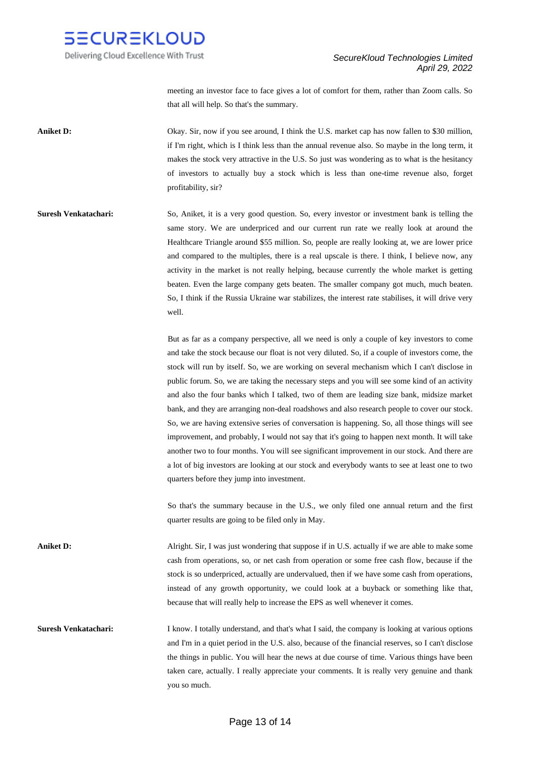meeting an investor face to face gives a lot of comfort for them, rather than Zoom calls. So that all will help. So that's the summary.

**Aniket D:** Okay. Sir, now if you see around, I think the U.S. market cap has now fallen to $30 million, if I'm right, which is I think less than the annual revenue also. So maybe in the long term, it makes the stock very attractive in the U.S. So just was wondering as to what is the hesitancy of investors to actually buy a stock which is less than one-time revenue also, forget profitability, sir?

**Suresh Venkatachari:** So, Aniket, it is a very good question. So, every investor or investment bank is telling the same story. We are underpriced and our current run rate we really look at around the Healthcare Triangle around $55 million. So, people are really looking at, we are lower price and compared to the multiples, there is a real upscale is there. I think, I believe now, any activity in the market is not really helping, because currently the whole market is getting beaten. Even the large company gets beaten. The smaller company got much, much beaten. So, I think if the Russia Ukraine war stabilizes, the interest rate stabilises, it will drive very well.

But as far as a company perspective, all we need is only a couple of key investors to come and take the stock because our float is not very diluted. So, if a couple of investors come, the stock will run by itself. So, we are working on several mechanism which I can't disclose in public forum. So, we are taking the necessary steps and you will see some kind of an activity and also the four banks which I talked, two of them are leading size bank, midsize market bank, and they are arranging non-deal roadshows and also research people to cover our stock. So, we are having extensive series of conversation is happening. So, all those things will see improvement, and probably, I would not say that it's going to happen next month. It will take another two to four months. You will see significant improvement in our stock. And there are a lot of big investors are looking at our stock and everybody wants to see at least one to two quarters before they jump into investment.

So that's the summary because in the U.S., we only filed one annual return and the first quarter results are going to be filed only in May.

**Aniket D:** Alright. Sir, I was just wondering that suppose if in U.S. actually if we are able to make some cash from operations, so, or net cash from operation or some free cash flow, because if the stock is so underpriced, actually are undervalued, then if we have some cash from operations, instead of any growth opportunity, we could look at a buyback or something like that, because that will really help to increase the EPS as well whenever it comes.

**Suresh Venkatachari:** I know. I totally understand, and that's what I said, the company is looking at various options and I'm in a quiet period in the U.S. also, because of the financial reserves, so I can't disclose the things in public. You will hear the news at due course of time. Various things have been taken care, actually. I really appreciate your comments. It is really very genuine and thank you so much.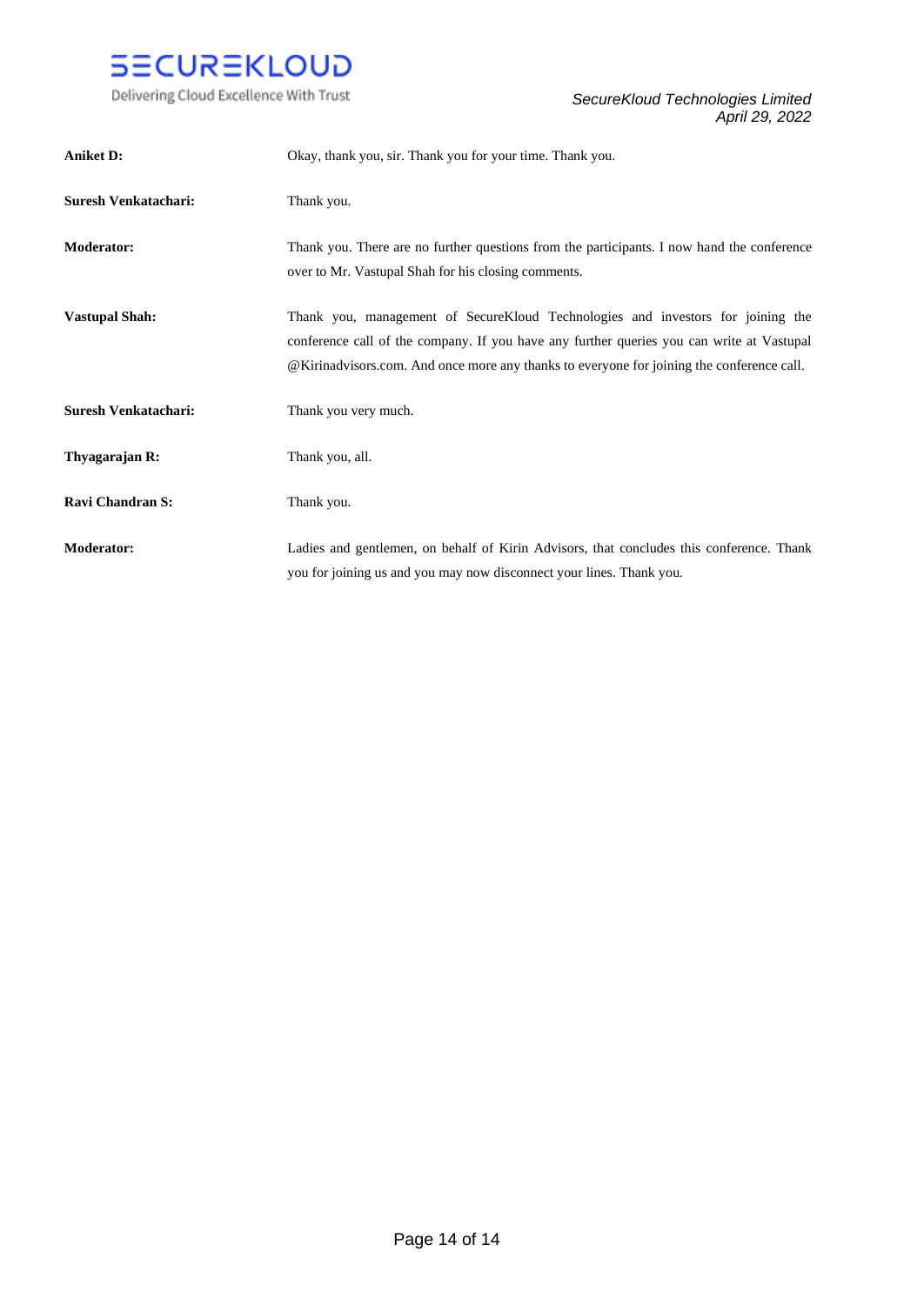**Aniket D:** Okay, thank you, sir. Thank you for your time. Thank you.

**Suresh Venkatachari:** Thank you.

**Moderator:** Thank you. There are no further questions from the participants. I now hand the conference over to Mr. Vastupal Shah for his closing comments.

**Vastupal Shah:** Thank you, management of SecureKloud Technologies and investors for joining the conference call of the company. If you have any further queries you can write at Vastupal @Kirinadvisors.com. And once more any thanks to everyone for joining the conference call.

**Suresh Venkatachari:** Thank you very much.

**Thyagarajan R:** Thank you, all.

**Ravi Chandran S:** Thank you.

**Moderator:** Ladies and gentlemen, on behalf of Kirin Advisors, that concludes this conference. Thank you for joining us and you may now disconnect your lines. Thank you.